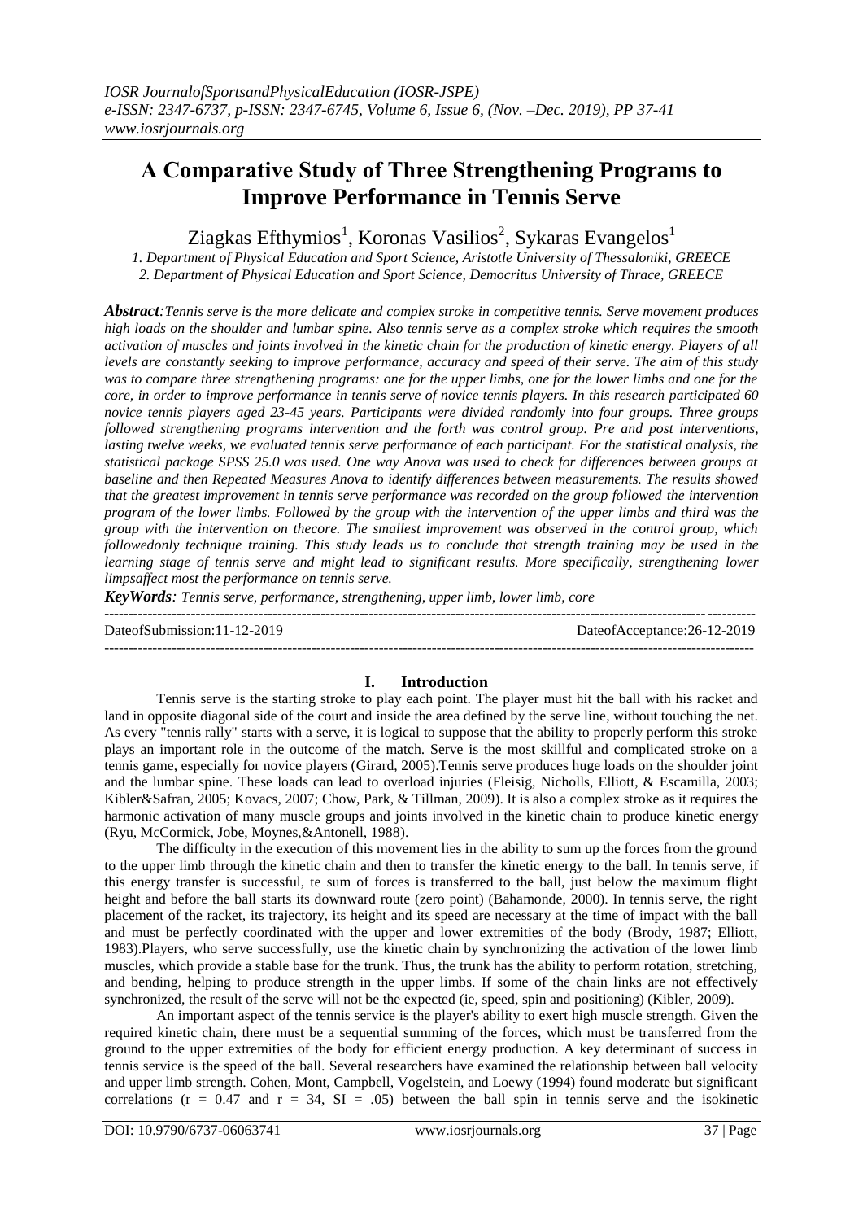*IOSR JournalofSportsandPhysicalEducation (IOSR-JSPE)*
*e-ISSN: 2347-6737, p-ISSN: 2347-6745, Volume 6, Issue 6, (Nov. –Dec. 2019), PP 37-41*
*www.iosrjournals.org*

# A Comparative Study of Three Strengthening Programs to Improve Performance in Tennis Serve

Ziagkas Efthymios[1], Koronas Vasilios[2], Sykaras Evangelos[1]

*1. Department of Physical Education and Sport Science, Aristotle University of Thessaloniki, GREECE*
*2. Department of Physical Education and Sport Science, Democritus University of Thrace, GREECE*

***Abstract**:Tennis serve is the more delicate and complex stroke in competitive tennis. Serve movement produces high loads on the shoulder and lumbar spine. Also tennis serve as a complex stroke which requires the smooth activation of muscles and joints involved in the kinetic chain for the production of kinetic energy. Players of all levels are constantly seeking to improve performance, accuracy and speed of their serve. The aim of this study was to compare three strengthening programs: one for the upper limbs, one for the lower limbs and one for the core, in order to improve performance in tennis serve of novice tennis players. In this research participated 60 novice tennis players aged 23-45 years. Participants were divided randomly into four groups. Three groups followed strengthening programs intervention and the forth was control group. Pre and post interventions, lasting twelve weeks, we evaluated tennis serve performance of each participant. For the statistical analysis, the statistical package SPSS 25.0 was used. One way Anova was used to check for differences between groups at baseline and then Repeated Measures Anova to identify differences between measurements. The results showed that the greatest improvement in tennis serve performance was recorded on the group followed the intervention program of the lower limbs. Followed by the group with the intervention of the upper limbs and third was the group with the intervention on thecore. The smallest improvement was observed in the control group, which followedonly technique training. This study leads us to conclude that strength training may be used in the learning stage of tennis serve and might lead to significant results. More specifically, strengthening lower limpsaffect most the performance on tennis serve.*

***KeyWords**: Tennis serve, performance, strengthening, upper limb, lower limb, core*

---

DateofSubmission:11-12-2019 DateofAcceptance:26-12-2019

---

## I. Introduction

Tennis serve is the starting stroke to play each point. The player must hit the ball with his racket and land in opposite diagonal side of the court and inside the area defined by the serve line, without touching the net. As every "tennis rally" starts with a serve, it is logical to suppose that the ability to properly perform this stroke plays an important role in the outcome of the match. Serve is the most skillful and complicated stroke on a tennis game, especially for novice players (Girard, 2005).Tennis serve produces huge loads on the shoulder joint and the lumbar spine. These loads can lead to overload injuries (Fleisig, Nicholls, Elliott, & Escamilla, 2003; Kibler&Safran, 2005; Kovacs, 2007; Chow, Park, & Tillman, 2009). It is also a complex stroke as it requires the harmonic activation of many muscle groups and joints involved in the kinetic chain to produce kinetic energy (Ryu, McCormick, Jobe, Moynes,&Antonell, 1988).

The difficulty in the execution of this movement lies in the ability to sum up the forces from the ground to the upper limb through the kinetic chain and then to transfer the kinetic energy to the ball. In tennis serve, if this energy transfer is successful, te sum of forces is transferred to the ball, just below the maximum flight height and before the ball starts its downward route (zero point) (Bahamonde, 2000). In tennis serve, the right placement of the racket, its trajectory, its height and its speed are necessary at the time of impact with the ball and must be perfectly coordinated with the upper and lower extremities of the body (Brody, 1987; Elliott, 1983).Players, who serve successfully, use the kinetic chain by synchronizing the activation of the lower limb muscles, which provide a stable base for the trunk. Thus, the trunk has the ability to perform rotation, stretching, and bending, helping to produce strength in the upper limbs. If some of the chain links are not effectively synchronized, the result of the serve will not be the expected (ie, speed, spin and positioning) (Kibler, 2009).

An important aspect of the tennis service is the player's ability to exert high muscle strength. Given the required kinetic chain, there must be a sequential summing of the forces, which must be transferred from the ground to the upper extremities of the body for efficient energy production. A key determinant of success in tennis service is the speed of the ball. Several researchers have examined the relationship between ball velocity and upper limb strength. Cohen, Mont, Campbell, Vogelstein, and Loewy (1994) found moderate but significant correlations ($r = 0.47$ and $r = 34$, SI = .05) between the ball spin in tennis serve and the isokinetic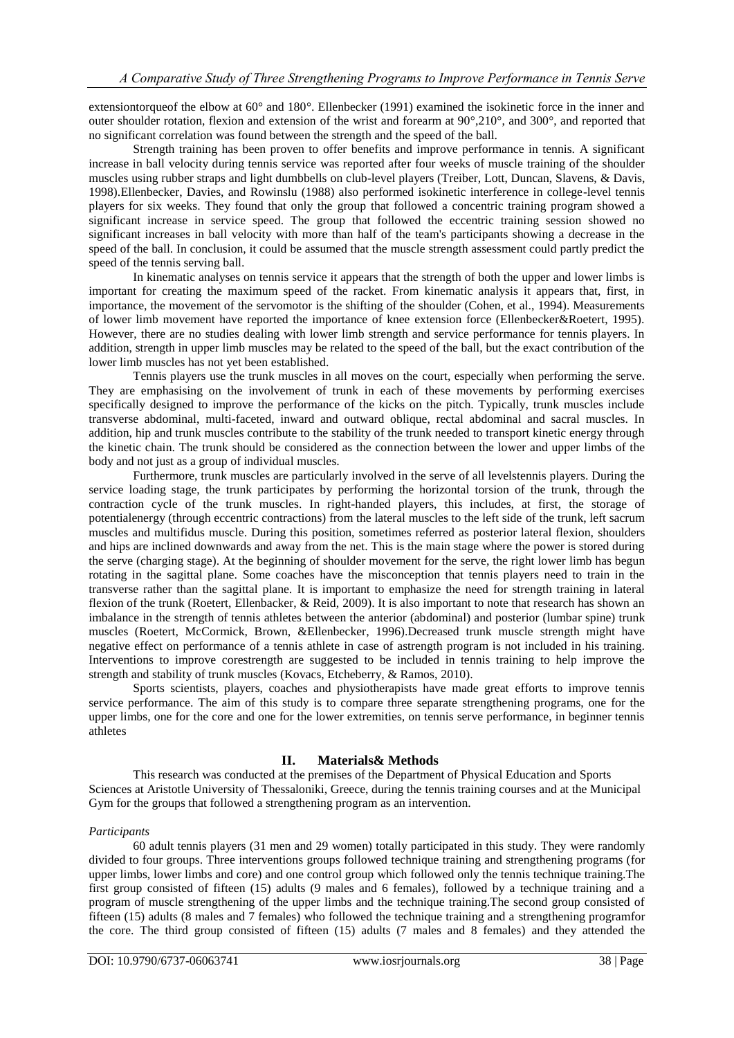extensiontorqueof the elbow at 60° and 180°. Ellenbecker (1991) examined the isokinetic force in the inner and outer shoulder rotation, flexion and extension of the wrist and forearm at 90°,210°, and 300°, and reported that no significant correlation was found between the strength and the speed of the ball.

Strength training has been proven to offer benefits and improve performance in tennis. A significant increase in ball velocity during tennis service was reported after four weeks of muscle training of the shoulder muscles using rubber straps and light dumbbells on club-level players (Treiber, Lott, Duncan, Slavens, & Davis, 1998).Ellenbecker, Davies, and Rowinslu (1988) also performed isokinetic interference in college-level tennis players for six weeks. They found that only the group that followed a concentric training program showed a significant increase in service speed. The group that followed the eccentric training session showed no significant increases in ball velocity with more than half of the team's participants showing a decrease in the speed of the ball. In conclusion, it could be assumed that the muscle strength assessment could partly predict the speed of the tennis serving ball.

In kinematic analyses on tennis service it appears that the strength of both the upper and lower limbs is important for creating the maximum speed of the racket. From kinematic analysis it appears that, first, in importance, the movement of the servomotor is the shifting of the shoulder (Cohen, et al., 1994). Measurements of lower limb movement have reported the importance of knee extension force (Ellenbecker&Roetert, 1995). However, there are no studies dealing with lower limb strength and service performance for tennis players. In addition, strength in upper limb muscles may be related to the speed of the ball, but the exact contribution of the lower limb muscles has not yet been established.

Tennis players use the trunk muscles in all moves on the court, especially when performing the serve. They are emphasising on the involvement of trunk in each of these movements by performing exercises specifically designed to improve the performance of the kicks on the pitch. Typically, trunk muscles include transverse abdominal, multi-faceted, inward and outward oblique, rectal abdominal and sacral muscles. In addition, hip and trunk muscles contribute to the stability of the trunk needed to transport kinetic energy through the kinetic chain. The trunk should be considered as the connection between the lower and upper limbs of the body and not just as a group of individual muscles.

Furthermore, trunk muscles are particularly involved in the serve of all levelstennis players. During the service loading stage, the trunk participates by performing the horizontal torsion of the trunk, through the contraction cycle of the trunk muscles. In right-handed players, this includes, at first, the storage of potentialenergy (through eccentric contractions) from the lateral muscles to the left side of the trunk, left sacrum muscles and multifidus muscle. During this position, sometimes referred as posterior lateral flexion, shoulders and hips are inclined downwards and away from the net. This is the main stage where the power is stored during the serve (charging stage). At the beginning of shoulder movement for the serve, the right lower limb has begun rotating in the sagittal plane. Some coaches have the misconception that tennis players need to train in the transverse rather than the sagittal plane. It is important to emphasize the need for strength training in lateral flexion of the trunk (Roetert, Ellenbacker, & Reid, 2009). It is also important to note that research has shown an imbalance in the strength of tennis athletes between the anterior (abdominal) and posterior (lumbar spine) trunk muscles (Roetert, McCormick, Brown, &Ellenbecker, 1996).Decreased trunk muscle strength might have negative effect on performance of a tennis athlete in case of astrength program is not included in his training. Interventions to improve corestrength are suggested to be included in tennis training to help improve the strength and stability of trunk muscles (Kovacs, Etcheberry, & Ramos, 2010).

Sports scientists, players, coaches and physiotherapists have made great efforts to improve tennis service performance. The aim of this study is to compare three separate strengthening programs, one for the upper limbs, one for the core and one for the lower extremities, on tennis serve performance, in beginner tennis athletes

## II. Materials& Methods

This research was conducted at the premises of the Department of Physical Education and Sports Sciences at Aristotle University of Thessaloniki, Greece, during the tennis training courses and at the Municipal Gym for the groups that followed a strengthening program as an intervention.

### *Participants*

60 adult tennis players (31 men and 29 women) totally participated in this study. They were randomly divided to four groups. Three interventions groups followed technique training and strengthening programs (for upper limbs, lower limbs and core) and one control group which followed only the tennis technique training.The first group consisted of fifteen (15) adults (9 males and 6 females), followed by a technique training and a program of muscle strengthening of the upper limbs and the technique training.The second group consisted of fifteen (15) adults (8 males and 7 females) who followed the technique training and a strengthening programfor the core. The third group consisted of fifteen (15) adults (7 males and 8 females) and they attended the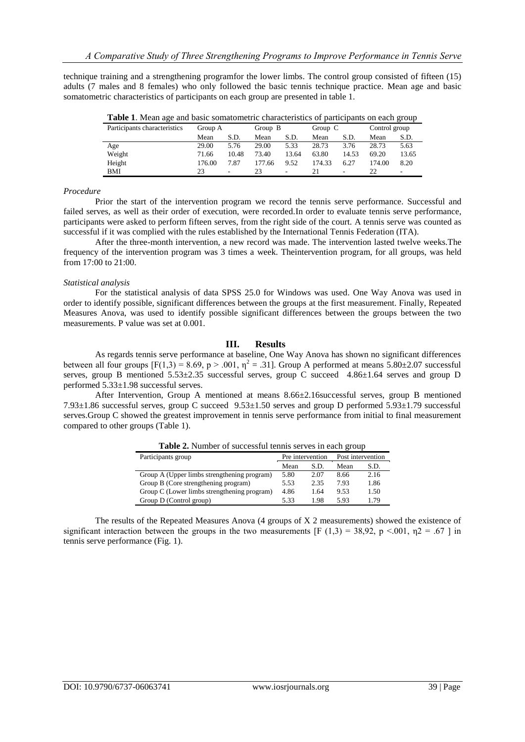technique training and a strengthening programfor the lower limbs. The control group consisted of fifteen (15) adults (7 males and 8 females) who only followed the basic tennis technique practice. Mean age and basic somatometric characteristics of participants on each group are presented in table 1.

**Table 1**. Mean age and basic somatometric characteristics of participants on each group

| Participants characteristics | Group A | | Group B | | Group C | | Control group | |
|---|---|---|---|---|---|---|---|---|
| | Mean | S.D. | Mean | S.D. | Mean | S.D. | Mean | S.D. |
| Age | 29.00 | 5.76 | 29.00 | 5.33 | 28.73 | 3.76 | 28.73 | 5.63 |
| Weight | 71.66 | 10.48 | 73.40 | 13.64 | 63.80 | 14.53 | 69.20 | 13.65 |
| Height | 176.00 | 7.87 | 177.66 | 9.52 | 174.33 | 6.27 | 174.00 | 8.20 |
| BMI | 23 | - | 23 | - | 21 | - | 22 | - |

*Procedure*

Prior the start of the intervention program we record the tennis serve performance. Successful and failed serves, as well as their order of execution, were recorded.In order to evaluate tennis serve performance, participants were asked to perform fifteen serves, from the right side of the court. A tennis serve was counted as successful if it was complied with the rules established by the International Tennis Federation (ITA).

After the three-month intervention, a new record was made. The intervention lasted twelve weeks.The frequency of the intervention program was 3 times a week. Theintervention program, for all groups, was held from 17:00 to 21:00.

*Statistical analysis*

For the statistical analysis of data SPSS 25.0 for Windows was used. One Way Anova was used in order to identify possible, significant differences between the groups at the first measurement. Finally, Repeated Measures Anova, was used to identify possible significant differences between the groups between the two measurements. P value was set at 0.001.

## III. Results

As regards tennis serve performance at baseline, One Way Anova has shown no significant differences between all four groups [$F(1,3) = 8.69$, $p > .001$, $\eta^2 = .31$]. Group A performed at means 5.80±2.07 successful serves, group B mentioned 5.53±2.35 successful serves, group C succeed 4.86±1.64 serves and group D performed 5.33±1.98 successful serves.

After Intervention, Group A mentioned at means 8.66±2.16successful serves, group B mentioned 7.93±1.86 successful serves, group C succeed 9.53±1.50 serves and group D performed 5.93±1.79 successful serves.Group C showed the greatest improvement in tennis serve performance from initial to final measurement compared to other groups (Table 1).

**Table 2.** Number of successful tennis serves in each group

| Participants group | Pre intervention | | Post intervention | |
|---|---|---|---|---|
| | Mean | S.D. | Mean | S.D. |
| Group A (Upper limbs strengthening program) | 5.80 | 2.07 | 8.66 | 2.16 |
| Group B (Core strengthening program) | 5.53 | 2.35 | 7.93 | 1.86 |
| Group C (Lower limbs strengthening program) | 4.86 | 1.64 | 9.53 | 1.50 |
| Group D (Control group) | 5.33 | 1.98 | 5.93 | 1.79 |

The results of the Repeated Measures Anova (4 groups of X 2 measurements) showed the existence of significant interaction between the groups in the two measurements [$F(1,3) = 38{,}92$, $p < .001$, $\eta 2 = .67$ ] in tennis serve performance (Fig. 1).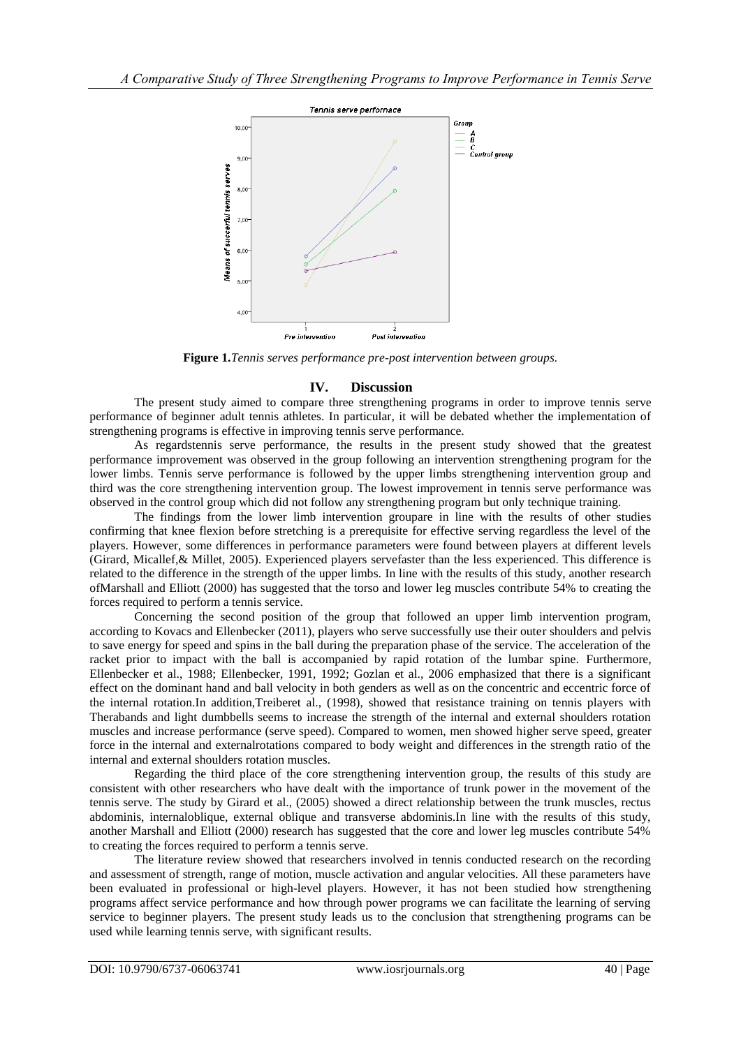**Figure 1.** *Tennis serves performance pre-post intervention between groups.*

## IV. Discussion

The present study aimed to compare three strengthening programs in order to improve tennis serve performance of beginner adult tennis athletes. In particular, it will be debated whether the implementation of strengthening programs is effective in improving tennis serve performance.

As regardstennis serve performance, the results in the present study showed that the greatest performance improvement was observed in the group following an intervention strengthening program for the lower limbs. Tennis serve performance is followed by the upper limbs strengthening intervention group and third was the core strengthening intervention group. The lowest improvement in tennis serve performance was observed in the control group which did not follow any strengthening program but only technique training.

The findings from the lower limb intervention groupare in line with the results of other studies confirming that knee flexion before stretching is a prerequisite for effective serving regardless the level of the players. However, some differences in performance parameters were found between players at different levels (Girard, Micallef,& Millet, 2005). Experienced players servefaster than the less experienced. This difference is related to the difference in the strength of the upper limbs. In line with the results of this study, another research ofMarshall and Elliott (2000) has suggested that the torso and lower leg muscles contribute 54% to creating the forces required to perform a tennis service.

Concerning the second position of the group that followed an upper limb intervention program, according to Kovacs and Ellenbecker (2011), players who serve successfully use their outer shoulders and pelvis to save energy for speed and spins in the ball during the preparation phase of the service. The acceleration of the racket prior to impact with the ball is accompanied by rapid rotation of the lumbar spine. Furthermore, Ellenbecker et al., 1988; Ellenbecker, 1991, 1992; Gozlan et al., 2006 emphasized that there is a significant effect on the dominant hand and ball velocity in both genders as well as on the concentric and eccentric force of the internal rotation.In addition,Treiberet al., (1998), showed that resistance training on tennis players with Therabands and light dumbbells seems to increase the strength of the internal and external shoulders rotation muscles and increase performance (serve speed). Compared to women, men showed higher serve speed, greater force in the internal and externalrotations compared to body weight and differences in the strength ratio of the internal and external shoulders rotation muscles.

Regarding the third place of the core strengthening intervention group, the results of this study are consistent with other researchers who have dealt with the importance of trunk power in the movement of the tennis serve. The study by Girard et al., (2005) showed a direct relationship between the trunk muscles, rectus abdominis, internaloblique, external oblique and transverse abdominis.In line with the results of this study, another Marshall and Elliott (2000) research has suggested that the core and lower leg muscles contribute 54% to creating the forces required to perform a tennis serve.

The literature review showed that researchers involved in tennis conducted research on the recording and assessment of strength, range of motion, muscle activation and angular velocities. All these parameters have been evaluated in professional or high-level players. However, it has not been studied how strengthening programs affect service performance and how through power programs we can facilitate the learning of serving service to beginner players. The present study leads us to the conclusion that strengthening programs can be used while learning tennis serve, with significant results.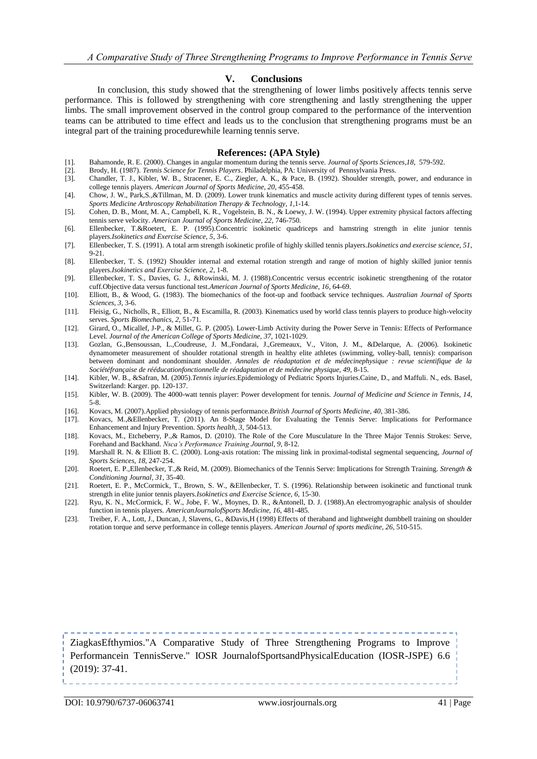## V. Conclusions

In conclusion, this study showed that the strengthening of lower limbs positively affects tennis serve performance. This is followed by strengthening with core strengthening and lastly strengthening the upper limbs. The small improvement observed in the control group compared to the performance of the intervention teams can be attributed to time effect and leads us to the conclusion that strengthening programs must be an integral part of the training procedurewhile learning tennis serve.

## References: (APA Style)

[1]. Bahamonde, R. E. (2000). Changes in angular momentum during the tennis serve. *Journal of Sports Sciences,18*, 579-592.

[2]. Brody, H. (1987). *Tennis Science for Tennis Players*. Philadelphia, PA: University of Pennsylvania Press.

[3]. Chandler, T. J., Kibler, W. B., Stracener, E. C., Ziegler, A. K., & Pace, B. (1992). Shoulder strength, power, and endurance in college tennis players. *American Journal of Sports Medicine, 20*, 455-458.

[4]. Chow, J. W., Park,S.,&Tillman, M. D. (2009). Lower trunk kinematics and muscle activity during different types of tennis serves. *Sports Medicine Arthroscopy Rehabilitation Therapy & Technology, 1*,1-14.

[5]. Cohen, D. B., Mont, M. A., Campbell, K. R., Vogelstein, B. N., & Loewy, J. W. (1994). Upper extremity physical factors affecting tennis serve velocity. *American Journal of Sports Medicine, 22*, 746-750.

[6]. Ellenbecker, T.&Roetert, E. P. (1995).Concentric isokinetic quadriceps and hamstring strength in elite junior tennis players.*Isokinetics and Exercise Science, 5*, 3-6.

[7]. Ellenbecker, T. S. (1991). A total arm strength isokinetic profile of highly skilled tennis players.*Isokinetics and exercise science, 51*, 9-21.

[8]. Ellenbecker, T. S. (1992) Shoulder internal and external rotation strength and range of motion of highly skilled junior tennis players.*Isokinetics and Exercise Science, 2*, 1-8.

[9]. Ellenbecker, T. S., Davies, G. J., &Rowinski, M. J. (1988).Concentric versus eccentric isokinetic strengthening of the rotator cuff.Objective data versus functional test.*American Journal of Sports Medicine, 16*, 64-69.

[10]. Elliott, B., & Wood, G. (1983). The biomechanics of the foot-up and footback service techniques. *Australian Journal of Sports Sciences, 3*, 3-6.

[11]. Fleisig, G., Nicholls, R., Elliott, B., & Escamilla, R. (2003). Kinematics used by world class tennis players to produce high-velocity serves. *Sports Biomechanics, 2*, 51-71.

[12]. Girard, O., Micallef, J-P., & Millet, G. P. (2005). Lower-Limb Activity during the Power Serve in Tennis: Effects of Performance Level. *Journal of the American College of Sports Medicine, 37*, 1021-1029.

[13]. Gozlan, G.,Bensoussan, L.,Coudreuse, J. M.,Fondarai, J.,Gremeaux, V., Viton, J. M., &Delarque, A. (2006). Isokinetic dynamometer measurement of shoulder rotational strength in healthy elite athletes (swimming, volley-ball, tennis): comparison between dominant and nondominant shoulder. *Annales de réadaptation et de médecinephysique : revue scientifique de la Sociétéfrançaise de rééducationfonctionnelle de réadaptation et de médecine physique, 49*, 8-15.

[14]. Kibler, W. B., &Safran, M. (2005).*Tennis injuries*.Epidemiology of Pediatric Sports Injuries.Caine, D., and Maffuli. N., eds. Basel, Switzerland: Karger. pp. 120-137.

[15]. Kibler, W. B. (2009). The 4000-watt tennis player: Power development for tennis. *Journal of Medicine and Science in Tennis, 14*, 5-8.

[16]. Kovacs, M. (2007).Applied physiology of tennis performance.*British Journal of Sports Medicine, 40*, 381-386.

[17]. Kovacs, M.,&Ellenbecker, T. (2011). An 8-Stage Model for Evaluating the Tennis Serve: Implications for Performance Enhancement and Injury Prevention. *Sports health, 3*, 504-513.

[18]. Kovacs, M., Etcheberry, P.,& Ramos, D. (2010). The Role of the Core Musculature In the Three Major Tennis Strokes: Serve, Forehand and Backhand. *Nsca's Performance Training Journal, 9*, 8-12.

[19]. Marshall R. N. & Elliott B. C. (2000). Long-axis rotation: The missing link in proximal-todistal segmental sequencing, *Journal of Sports Sciences, 18*, 247-254.

[20]. Roetert, E. P.,Ellenbecker, T.,& Reid, M. (2009). Biomechanics of the Tennis Serve: Implications for Strength Training. *Strength & Conditioning Journal, 31*, 35-40.

[21]. Roetert, E. P., McCormick, T., Brown, S. W., &Ellenbecker, T. S. (1996). Relationship between isokinetic and functional trunk strength in elite junior tennis players.*Isokinetics and Exercise Science, 6*, 15-30.

[22]. Ryu, K. N., McCormick, F. W., Jobe, F. W., Moynes, D. R., &Antonell, D. J. (1988).An electromyographic analysis of shoulder function in tennis players. *AmericanJournalofSports Medicine, 16*, 481-485.

[23]. Treiber, F. A., Lott, J., Duncan, J, Slavens, G., &Davis,H (1998) Effects of theraband and lightweight dumbbell training on shoulder rotation torque and serve performance in college tennis players. *American Journal of sports medicine, 26*, 510-515.

ZiagkasEfthymios."A Comparative Study of Three Strengthening Programs to Improve Performancein TennisServe." IOSR JournalofSportsandPhysicalEducation (IOSR-JSPE) 6.6 (2019): 37-41.